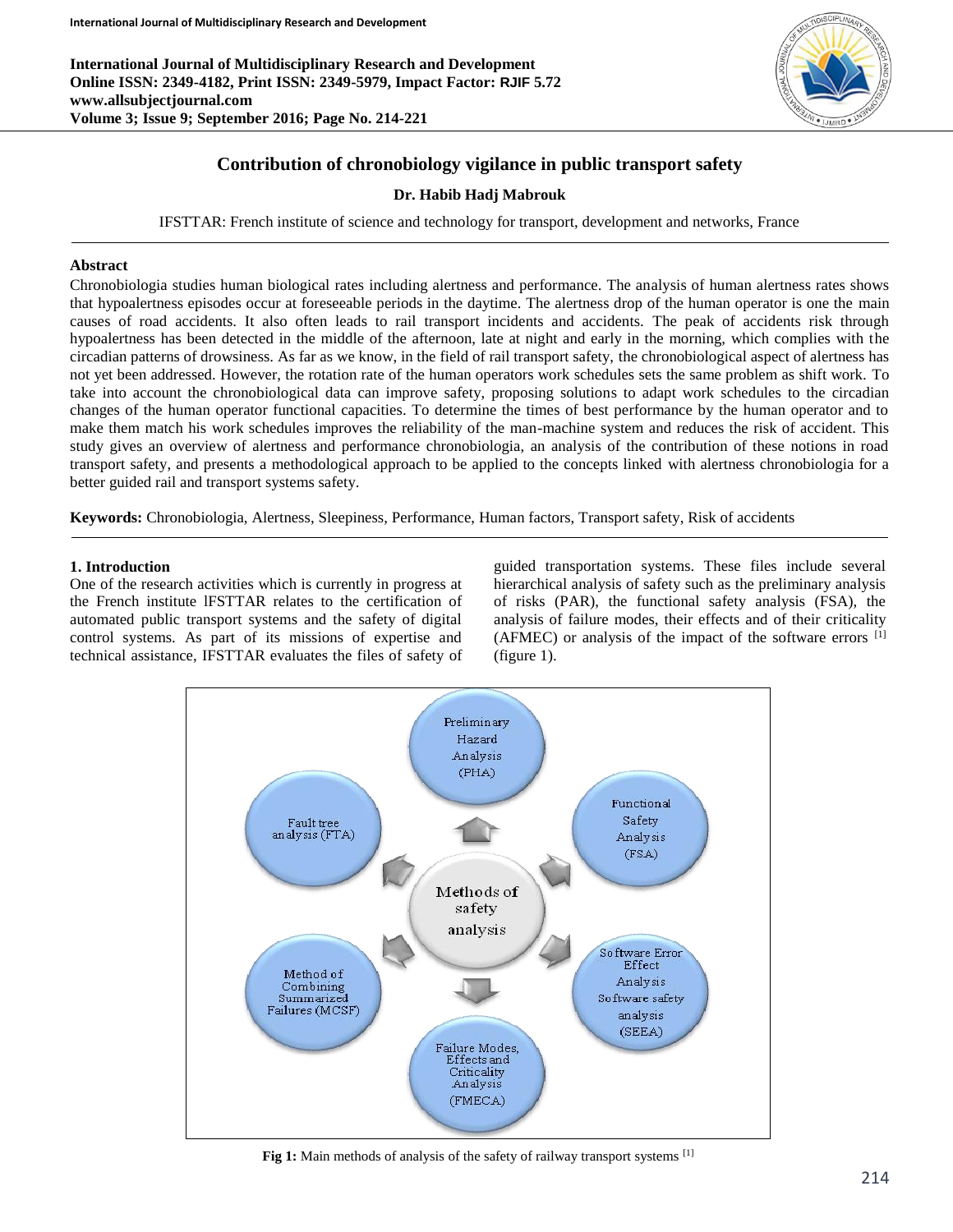# Contribution of chronobiology vigilance in public transport safety

**Dr. Habib Hadj Mabrouk**

IFSTTAR: French institute of science and technology for transport, development and networks, France

## Abstract

Chronobiologia studies human biological rates including alertness and performance. The analysis of human alertness rates shows that hypoalertness episodes occur at foreseeable periods in the daytime. The alertness drop of the human operator is one the main causes of road accidents. It also often leads to rail transport incidents and accidents. The peak of accidents risk through hypoalertness has been detected in the middle of the afternoon, late at night and early in the morning, which complies with the circadian patterns of drowsiness. As far as we know, in the field of rail transport safety, the chronobiological aspect of alertness has not yet been addressed. However, the rotation rate of the human operators work schedules sets the same problem as shift work. To take into account the chronobiological data can improve safety, proposing solutions to adapt work schedules to the circadian changes of the human operator functional capacities. To determine the times of best performance by the human operator and to make them match his work schedules improves the reliability of the man-machine system and reduces the risk of accident. This study gives an overview of alertness and performance chronobiologia, an analysis of the contribution of these notions in road transport safety, and presents a methodological approach to be applied to the concepts linked with alertness chronobiologia for a better guided rail and transport systems safety.

**Keywords:** Chronobiologia, Alertness, Sleepiness, Performance, Human factors, Transport safety, Risk of accidents

## 1. Introduction

One of the research activities which is currently in progress at the French institute IFSTTAR relates to the certification of automated public transport systems and the safety of digital control systems. As part of its missions of expertise and technical assistance, IFSTTAR evaluates the files of safety of guided transportation systems. These files include several hierarchical analysis of safety such as the preliminary analysis of risks (PAR), the functional safety analysis (FSA), the analysis of failure modes, their effects and of their criticality (AFMEC) or analysis of the impact of the software errors [1] (figure 1).

Methods of safety analysis: Preliminary Hazard Analysis (PHA); Functional Safety Analysis (FSA); Software Error Effect Analysis Software safety analysis (SEEA); Failure Modes, Effects and Criticality Analysis (FMECA); Method of Combining Summarized Failures (MCSF); Fault tree analysis (FTA)

**Fig 1:** Main methods of analysis of the safety of railway transport systems [1]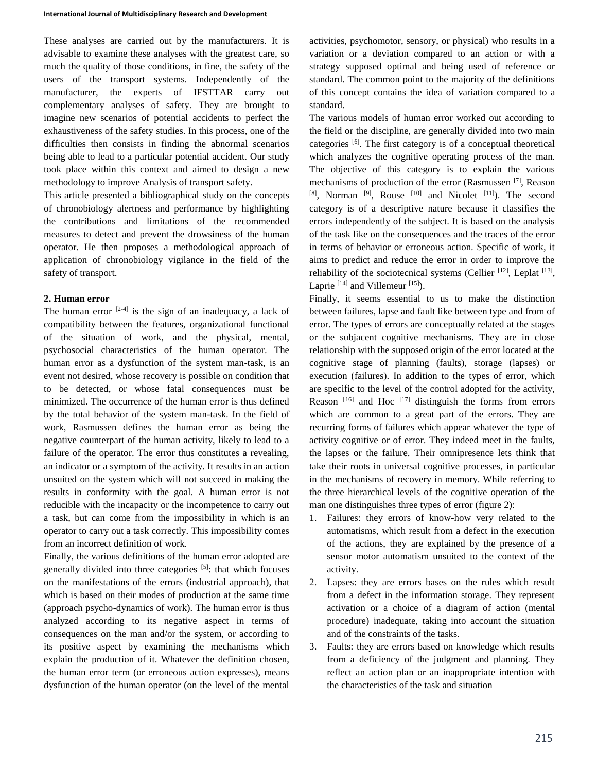These analyses are carried out by the manufacturers. It is advisable to examine these analyses with the greatest care, so much the quality of those conditions, in fine, the safety of the users of the transport systems. Independently of the manufacturer, the experts of IFSTTAR carry out complementary analyses of safety. They are brought to imagine new scenarios of potential accidents to perfect the exhaustiveness of the safety studies. In this process, one of the difficulties then consists in finding the abnormal scenarios being able to lead to a particular potential accident. Our study took place within this context and aimed to design a new methodology to improve Analysis of transport safety.

This article presented a bibliographical study on the concepts of chronobiology alertness and performance by highlighting the contributions and limitations of the recommended measures to detect and prevent the drowsiness of the human operator. He then proposes a methodological approach of application of chronobiology vigilance in the field of the safety of transport.

## 2. Human error

The human error [2-4] is the sign of an inadequacy, a lack of compatibility between the features, organizational functional of the situation of work, and the physical, mental, psychosocial characteristics of the human operator. The human error as a dysfunction of the system man-task, is an event not desired, whose recovery is possible on condition that to be detected, or whose fatal consequences must be minimized. The occurrence of the human error is thus defined by the total behavior of the system man-task. In the field of work, Rasmussen defines the human error as being the negative counterpart of the human activity, likely to lead to a failure of the operator. The error thus constitutes a revealing, an indicator or a symptom of the activity. It results in an action unsuited on the system which will not succeed in making the results in conformity with the goal. A human error is not reducible with the incapacity or the incompetence to carry out a task, but can come from the impossibility in which is an operator to carry out a task correctly. This impossibility comes from an incorrect definition of work.

Finally, the various definitions of the human error adopted are generally divided into three categories [5]: that which focuses on the manifestations of the errors (industrial approach), that which is based on their modes of production at the same time (approach psycho-dynamics of work). The human error is thus analyzed according to its negative aspect in terms of consequences on the man and/or the system, or according to its positive aspect by examining the mechanisms which explain the production of it. Whatever the definition chosen, the human error term (or erroneous action expresses), means dysfunction of the human operator (on the level of the mental activities, psychomotor, sensory, or physical) who results in a variation or a deviation compared to an action or with a strategy supposed optimal and being used of reference or standard. The common point to the majority of the definitions of this concept contains the idea of variation compared to a standard.

The various models of human error worked out according to the field or the discipline, are generally divided into two main categories [6]. The first category is of a conceptual theoretical which analyzes the cognitive operating process of the man. The objective of this category is to explain the various mechanisms of production of the error (Rasmussen [7], Reason [8], Norman [9], Rouse [10] and Nicolet [11]). The second category is of a descriptive nature because it classifies the errors independently of the subject. It is based on the analysis of the task like on the consequences and the traces of the error in terms of behavior or erroneous action. Specific of work, it aims to predict and reduce the error in order to improve the reliability of the sociotecnical systems (Cellier [12], Leplat [13], Laprie [14] and Villemeur [15]).

Finally, it seems essential to us to make the distinction between failures, lapse and fault like between type and from of error. The types of errors are conceptually related at the stages or the subjacent cognitive mechanisms. They are in close relationship with the supposed origin of the error located at the cognitive stage of planning (faults), storage (lapses) or execution (failures). In addition to the types of error, which are specific to the level of the control adopted for the activity, Reason [16] and Hoc [17] distinguish the forms from errors which are common to a great part of the errors. They are recurring forms of failures which appear whatever the type of activity cognitive or of error. They indeed meet in the faults, the lapses or the failure. Their omnipresence lets think that take their roots in universal cognitive processes, in particular in the mechanisms of recovery in memory. While referring to the three hierarchical levels of the cognitive operation of the man one distinguishes three types of error (figure 2):

1. Failures: they errors of know-how very related to the automatisms, which result from a defect in the execution of the actions, they are explained by the presence of a sensor motor automatism unsuited to the context of the activity.
2. Lapses: they are errors bases on the rules which result from a defect in the information storage. They represent activation or a choice of a diagram of action (mental procedure) inadequate, taking into account the situation and of the constraints of the tasks.
3. Faults: they are errors based on knowledge which results from a deficiency of the judgment and planning. They reflect an action plan or an inappropriate intention with the characteristics of the task and situation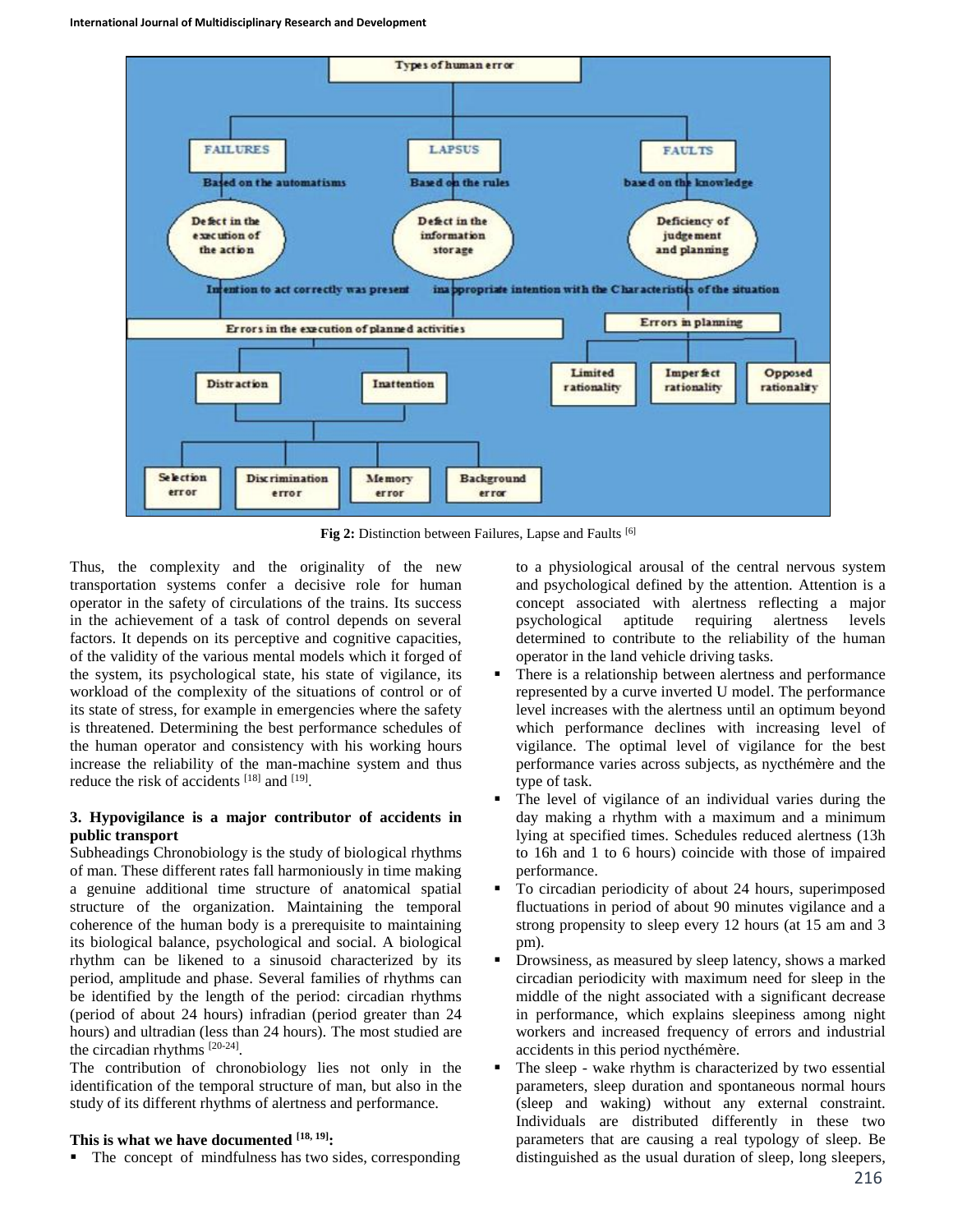Fig 2: Distinction between Failures, Lapse and Faults [6]

Thus, the complexity and the originality of the new transportation systems confer a decisive role for human operator in the safety of circulations of the trains. Its success in the achievement of a task of control depends on several factors. It depends on its perceptive and cognitive capacities, of the validity of the various mental models which it forged of the system, his psychological state, his state of vigilance, its workload of the complexity of the situations of control or of its state of stress, for example in emergencies where the safety is threatened. Determining the best performance schedules of the human operator and consistency with his working hours increase the reliability of the man-machine system and thus reduce the risk of accidents [18] and [19].

### 3. Hypovigilance is a major contributor of accidents in public transport

Subheadings Chronobiology is the study of biological rhythms of man. These different rates fall harmoniously in time making a genuine additional time structure of anatomical spatial structure of the organization. Maintaining the temporal coherence of the human body is a prerequisite to maintaining its biological balance, psychological and social. A biological rhythm can be likened to a sinusoid characterized by its period, amplitude and phase. Several families of rhythms can be identified by the length of the period: circadian rhythms (period of about 24 hours) infradian (period greater than 24 hours) and ultradian (less than 24 hours). The most studied are the circadian rhythms [20-24].

The contribution of chronobiology lies not only in the identification of the temporal structure of man, but also in the study of its different rhythms of alertness and performance.

**This is what we have documented [18, 19]:**

- The concept of mindfulness has two sides, corresponding to a physiological arousal of the central nervous system and psychological defined by the attention. Attention is a concept associated with alertness reflecting a major psychological aptitude requiring alertness levels determined to contribute to the reliability of the human operator in the land vehicle driving tasks.
- There is a relationship between alertness and performance represented by a curve inverted U model. The performance level increases with the alertness until an optimum beyond which performance declines with increasing level of vigilance. The optimal level of vigilance for the best performance varies across subjects, as nycthémère and the type of task.
- The level of vigilance of an individual varies during the day making a rhythm with a maximum and a minimum lying at specified times. Schedules reduced alertness (13h to 16h and 1 to 6 hours) coincide with those of impaired performance.
- To circadian periodicity of about 24 hours, superimposed fluctuations in period of about 90 minutes vigilance and a strong propensity to sleep every 12 hours (at 15 am and 3 pm).
- Drowsiness, as measured by sleep latency, shows a marked circadian periodicity with maximum need for sleep in the middle of the night associated with a significant decrease in performance, which explains sleepiness among night workers and increased frequency of errors and industrial accidents in this period nycthémère.
- The sleep - wake rhythm is characterized by two essential parameters, sleep duration and spontaneous normal hours (sleep and waking) without any external constraint. Individuals are distributed differently in these two parameters that are causing a real typology of sleep. Be distinguished as the usual duration of sleep, long sleepers,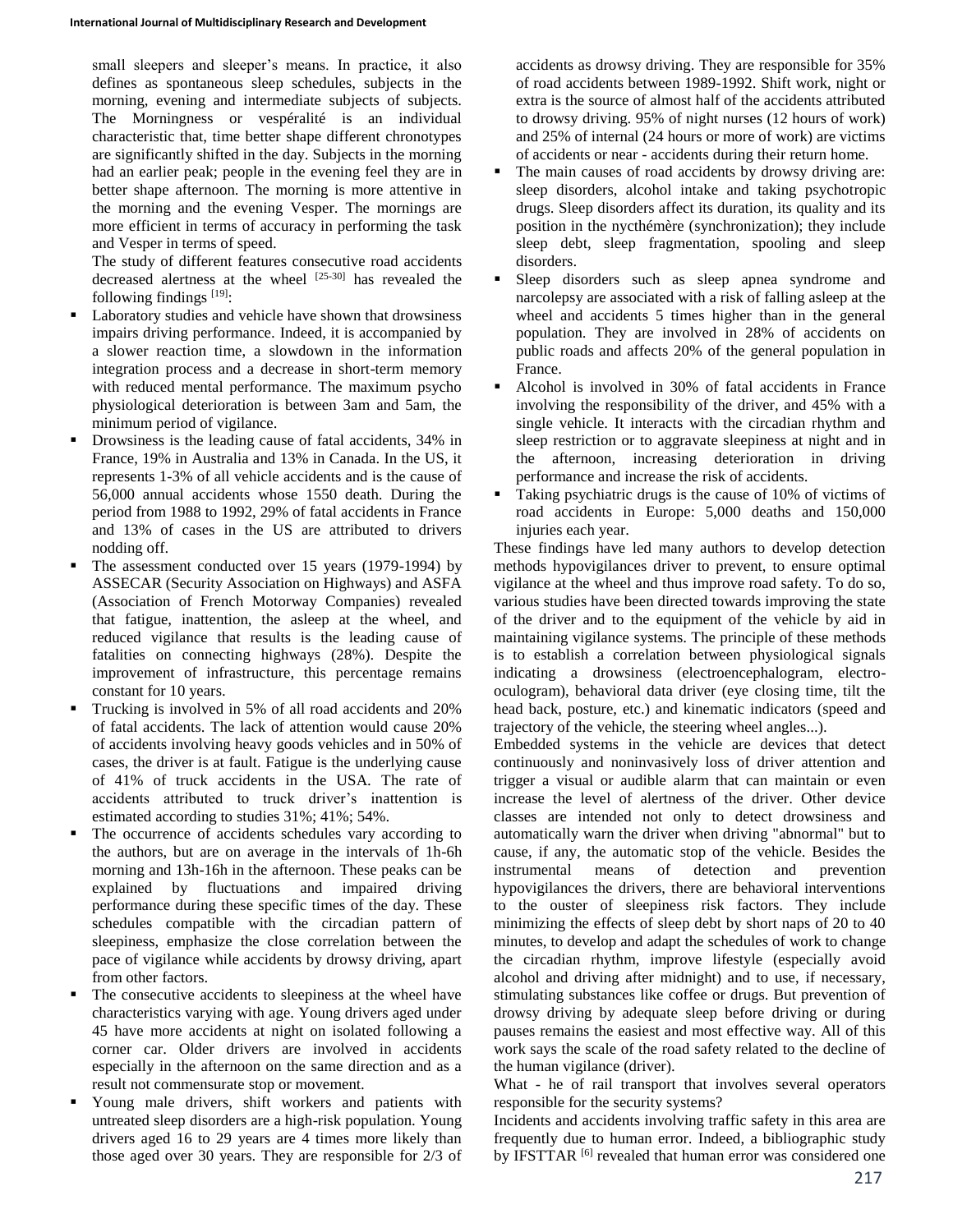small sleepers and sleeper's means. In practice, it also defines as spontaneous sleep schedules, subjects in the morning, evening and intermediate subjects of subjects. The Morningness or vespéralité is an individual characteristic that, time better shape different chronotypes are significantly shifted in the day. Subjects in the morning had an earlier peak; people in the evening feel they are in better shape afternoon. The morning is more attentive in the morning and the evening Vesper. The mornings are more efficient in terms of accuracy in performing the task and Vesper in terms of speed.

The study of different features consecutive road accidents decreased alertness at the wheel [25-30] has revealed the following findings [19]:

- Laboratory studies and vehicle have shown that drowsiness impairs driving performance. Indeed, it is accompanied by a slower reaction time, a slowdown in the information integration process and a decrease in short-term memory with reduced mental performance. The maximum psycho physiological deterioration is between 3am and 5am, the minimum period of vigilance.
- Drowsiness is the leading cause of fatal accidents, 34% in France, 19% in Australia and 13% in Canada. In the US, it represents 1-3% of all vehicle accidents and is the cause of 56,000 annual accidents whose 1550 death. During the period from 1988 to 1992, 29% of fatal accidents in France and 13% of cases in the US are attributed to drivers nodding off.
- The assessment conducted over 15 years (1979-1994) by ASSECAR (Security Association on Highways) and ASFA (Association of French Motorway Companies) revealed that fatigue, inattention, the asleep at the wheel, and reduced vigilance that results is the leading cause of fatalities on connecting highways (28%). Despite the improvement of infrastructure, this percentage remains constant for 10 years.
- Trucking is involved in 5% of all road accidents and 20% of fatal accidents. The lack of attention would cause 20% of accidents involving heavy goods vehicles and in 50% of cases, the driver is at fault. Fatigue is the underlying cause of 41% of truck accidents in the USA. The rate of accidents attributed to truck driver's inattention is estimated according to studies 31%; 41%; 54%.
- The occurrence of accidents schedules vary according to the authors, but are on average in the intervals of 1h-6h morning and 13h-16h in the afternoon. These peaks can be explained by fluctuations and impaired driving performance during these specific times of the day. These schedules compatible with the circadian pattern of sleepiness, emphasize the close correlation between the pace of vigilance while accidents by drowsy driving, apart from other factors.
- The consecutive accidents to sleepiness at the wheel have characteristics varying with age. Young drivers aged under 45 have more accidents at night on isolated following a corner car. Older drivers are involved in accidents especially in the afternoon on the same direction and as a result not commensurate stop or movement.
- Young male drivers, shift workers and patients with untreated sleep disorders are a high-risk population. Young drivers aged 16 to 29 years are 4 times more likely than those aged over 30 years. They are responsible for 2/3 of accidents as drowsy driving. They are responsible for 35% of road accidents between 1989-1992. Shift work, night or extra is the source of almost half of the accidents attributed to drowsy driving. 95% of night nurses (12 hours of work) and 25% of internal (24 hours or more of work) are victims of accidents or near - accidents during their return home.
- The main causes of road accidents by drowsy driving are: sleep disorders, alcohol intake and taking psychotropic drugs. Sleep disorders affect its duration, its quality and its position in the nycthémère (synchronization); they include sleep debt, sleep fragmentation, spooling and sleep disorders.
- Sleep disorders such as sleep apnea syndrome and narcolepsy are associated with a risk of falling asleep at the wheel and accidents 5 times higher than in the general population. They are involved in 28% of accidents on public roads and affects 20% of the general population in France.
- Alcohol is involved in 30% of fatal accidents in France involving the responsibility of the driver, and 45% with a single vehicle. It interacts with the circadian rhythm and sleep restriction or to aggravate sleepiness at night and in the afternoon, increasing deterioration in driving performance and increase the risk of accidents.
- Taking psychiatric drugs is the cause of 10% of victims of road accidents in Europe: 5,000 deaths and 150,000 injuries each year.

These findings have led many authors to develop detection methods hypovigilances driver to prevent, to ensure optimal vigilance at the wheel and thus improve road safety. To do so, various studies have been directed towards improving the state of the driver and to the equipment of the vehicle by aid in maintaining vigilance systems. The principle of these methods is to establish a correlation between physiological signals indicating a drowsiness (electroencephalogram, electro-oculogram), behavioral data driver (eye closing time, tilt the head back, posture, etc.) and kinematic indicators (speed and trajectory of the vehicle, the steering wheel angles...).

Embedded systems in the vehicle are devices that detect continuously and noninvasively loss of driver attention and trigger a visual or audible alarm that can maintain or even increase the level of alertness of the driver. Other device classes are intended not only to detect drowsiness and automatically warn the driver when driving "abnormal" but to cause, if any, the automatic stop of the vehicle. Besides the instrumental means of detection and prevention hypovigilances the drivers, there are behavioral interventions to the ouster of sleepiness risk factors. They include minimizing the effects of sleep debt by short naps of 20 to 40 minutes, to develop and adapt the schedules of work to change the circadian rhythm, improve lifestyle (especially avoid alcohol and driving after midnight) and to use, if necessary, stimulating substances like coffee or drugs. But prevention of drowsy driving by adequate sleep before driving or during pauses remains the easiest and most effective way. All of this work says the scale of the road safety related to the decline of the human vigilance (driver).

What - he of rail transport that involves several operators responsible for the security systems?

Incidents and accidents involving traffic safety in this area are frequently due to human error. Indeed, a bibliographic study by IFSTTAR [6] revealed that human error was considered one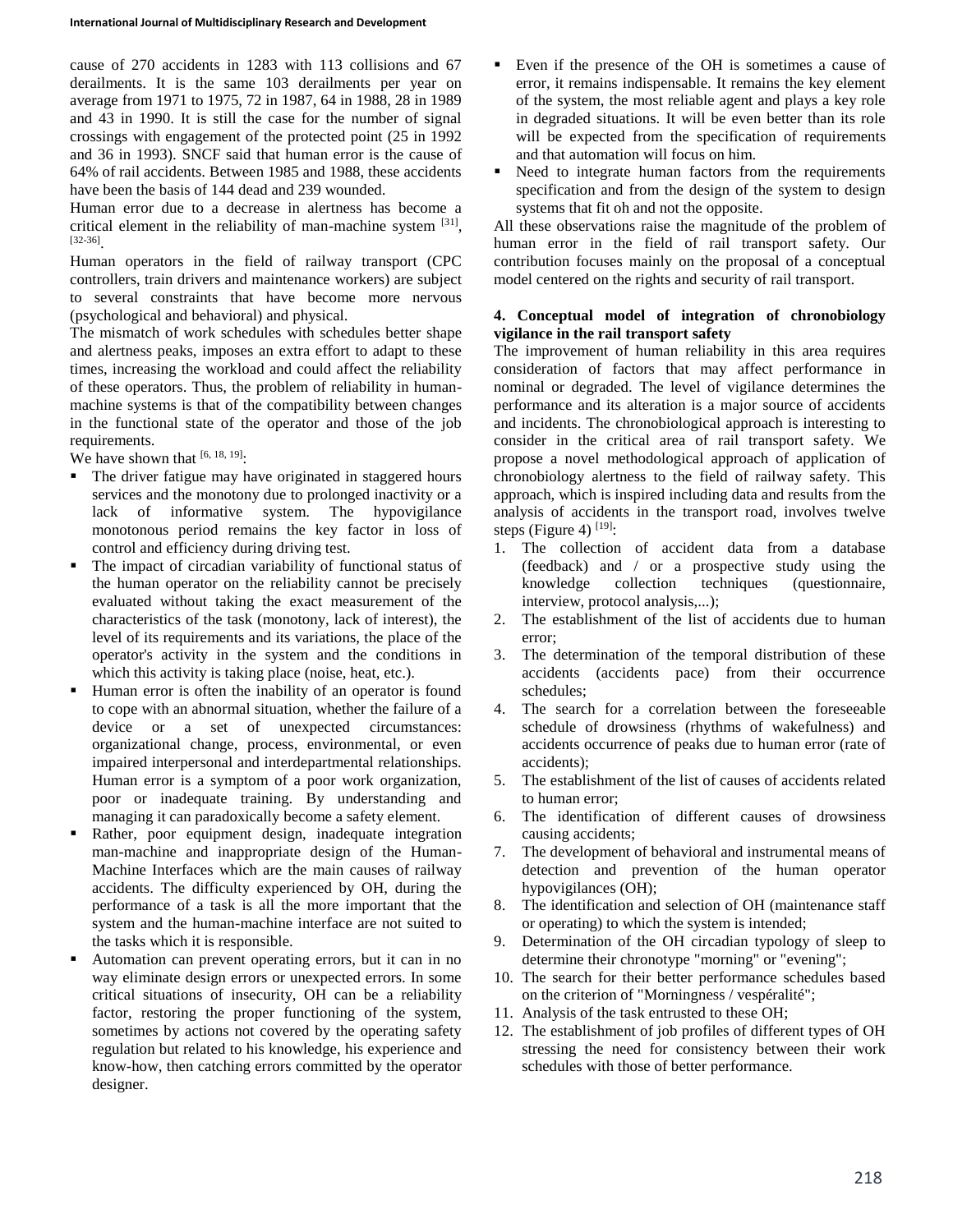cause of 270 accidents in 1283 with 113 collisions and 67 derailments. It is the same 103 derailments per year on average from 1971 to 1975, 72 in 1987, 64 in 1988, 28 in 1989 and 43 in 1990. It is still the case for the number of signal crossings with engagement of the protected point (25 in 1992 and 36 in 1993). SNCF said that human error is the cause of 64% of rail accidents. Between 1985 and 1988, these accidents have been the basis of 144 dead and 239 wounded.

Human error due to a decrease in alertness has become a critical element in the reliability of man-machine system [31], [32-36].

Human operators in the field of railway transport (CPC controllers, train drivers and maintenance workers) are subject to several constraints that have become more nervous (psychological and behavioral) and physical.

The mismatch of work schedules with schedules better shape and alertness peaks, imposes an extra effort to adapt to these times, increasing the workload and could affect the reliability of these operators. Thus, the problem of reliability in human-machine systems is that of the compatibility between changes in the functional state of the operator and those of the job requirements.

We have shown that [6, 18, 19]:

- The driver fatigue may have originated in staggered hours services and the monotony due to prolonged inactivity or a lack of informative system. The hypovigilance monotonous period remains the key factor in loss of control and efficiency during driving test.
- The impact of circadian variability of functional status of the human operator on the reliability cannot be precisely evaluated without taking the exact measurement of the characteristics of the task (monotony, lack of interest), the level of its requirements and its variations, the place of the operator's activity in the system and the conditions in which this activity is taking place (noise, heat, etc.).
- Human error is often the inability of an operator is found to cope with an abnormal situation, whether the failure of a device or a set of unexpected circumstances: organizational change, process, environmental, or even impaired interpersonal and interdepartmental relationships. Human error is a symptom of a poor work organization, poor or inadequate training. By understanding and managing it can paradoxically become a safety element.
- Rather, poor equipment design, inadequate integration man-machine and inappropriate design of the Human-Machine Interfaces which are the main causes of railway accidents. The difficulty experienced by OH, during the performance of a task is all the more important that the system and the human-machine interface are not suited to the tasks which it is responsible.
- Automation can prevent operating errors, but it can in no way eliminate design errors or unexpected errors. In some critical situations of insecurity, OH can be a reliability factor, restoring the proper functioning of the system, sometimes by actions not covered by the operating safety regulation but related to his knowledge, his experience and know-how, then catching errors committed by the operator designer.
- Even if the presence of the OH is sometimes a cause of error, it remains indispensable. It remains the key element of the system, the most reliable agent and plays a key role in degraded situations. It will be even better than its role will be expected from the specification of requirements and that automation will focus on him.
- Need to integrate human factors from the requirements specification and from the design of the system to design systems that fit oh and not the opposite.

All these observations raise the magnitude of the problem of human error in the field of rail transport safety. Our contribution focuses mainly on the proposal of a conceptual model centered on the rights and security of rail transport.

**4. Conceptual model of integration of chronobiology vigilance in the rail transport safety**

The improvement of human reliability in this area requires consideration of factors that may affect performance in nominal or degraded. The level of vigilance determines the performance and its alteration is a major source of accidents and incidents. The chronobiological approach is interesting to consider in the critical area of rail transport safety. We propose a novel methodological approach of application of chronobiology alertness to the field of railway safety. This approach, which is inspired including data and results from the analysis of accidents in the transport road, involves twelve steps (Figure 4) [19]:

1. The collection of accident data from a database (feedback) and / or a prospective study using the knowledge collection techniques (questionnaire, interview, protocol analysis,...);
2. The establishment of the list of accidents due to human error;
3. The determination of the temporal distribution of these accidents (accidents pace) from their occurrence schedules;
4. The search for a correlation between the foreseeable schedule of drowsiness (rhythms of wakefulness) and accidents occurrence of peaks due to human error (rate of accidents);
5. The establishment of the list of causes of accidents related to human error;
6. The identification of different causes of drowsiness causing accidents;
7. The development of behavioral and instrumental means of detection and prevention of the human operator hypovigilances (OH);
8. The identification and selection of OH (maintenance staff or operating) to which the system is intended;
9. Determination of the OH circadian typology of sleep to determine their chronotype "morning" or "evening";
10. The search for their better performance schedules based on the criterion of "Morningness / vespéralité";
11. Analysis of the task entrusted to these OH;
12. The establishment of job profiles of different types of OH stressing the need for consistency between their work schedules with those of better performance.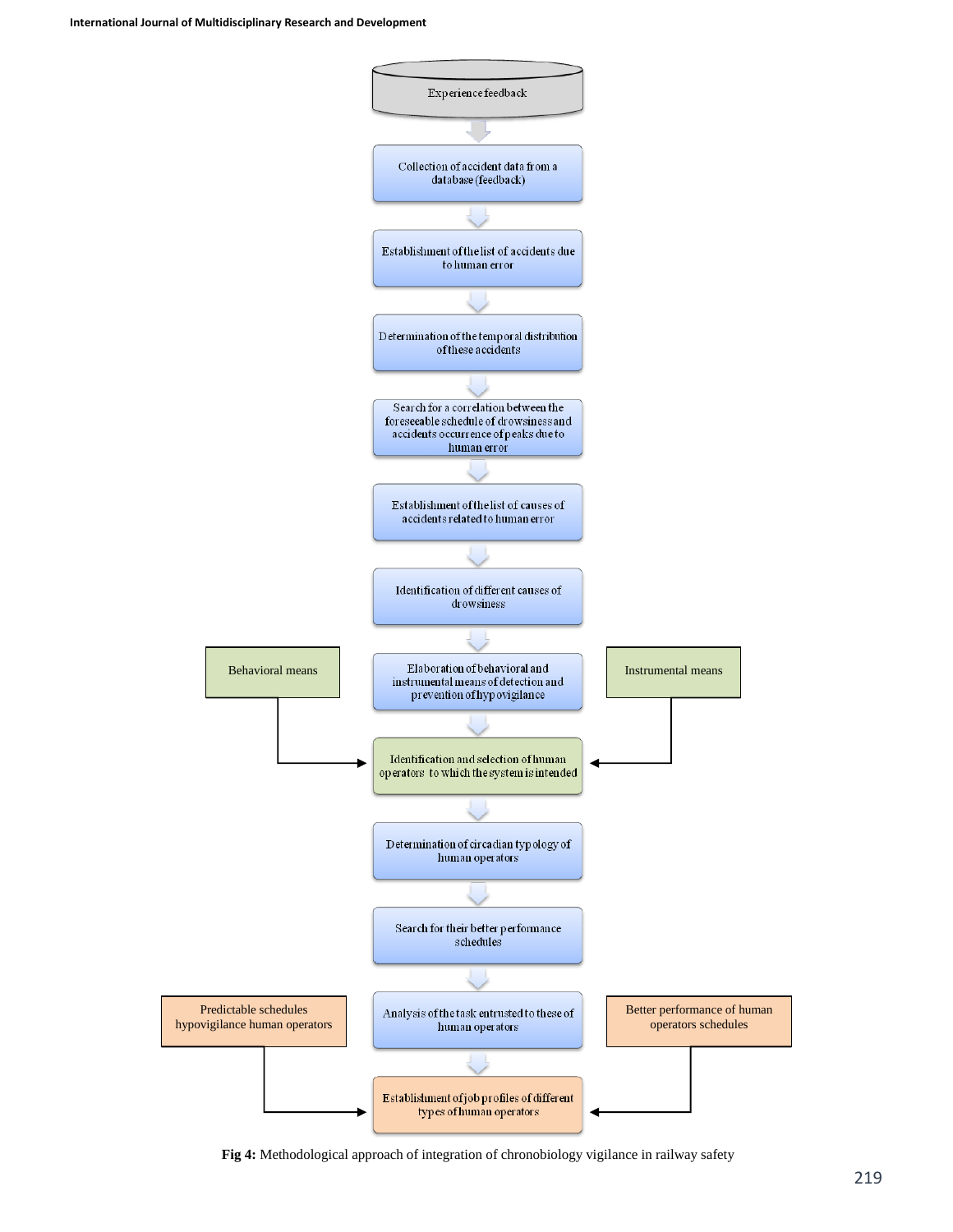Experience feedback

Collection of accident data from a database (feedback)

Establishment of the list of accidents due to human error

Determination of the temporal distribution of these accidents

Search for a correlation between the foreseeable schedule of drowsiness and accidents occurrence of peaks due to human error

Establishment of the list of causes of accidents related to human error

Identification of different causes of drowsiness

Behavioral means

Elaboration of behavioral and instrumental means of detection and prevention of hypovigilance

Instrumental means

Identification and selection of human operators to which the system is intended

Determination of circadian typology of human operators

Search for their better performance schedules

Predictable schedules hypovigilance human operators

Analysis of the task entrusted to these of human operators

Better performance of human operators schedules

Establishment of job profiles of different types of human operators

**Fig 4:** Methodological approach of integration of chronobiology vigilance in railway safety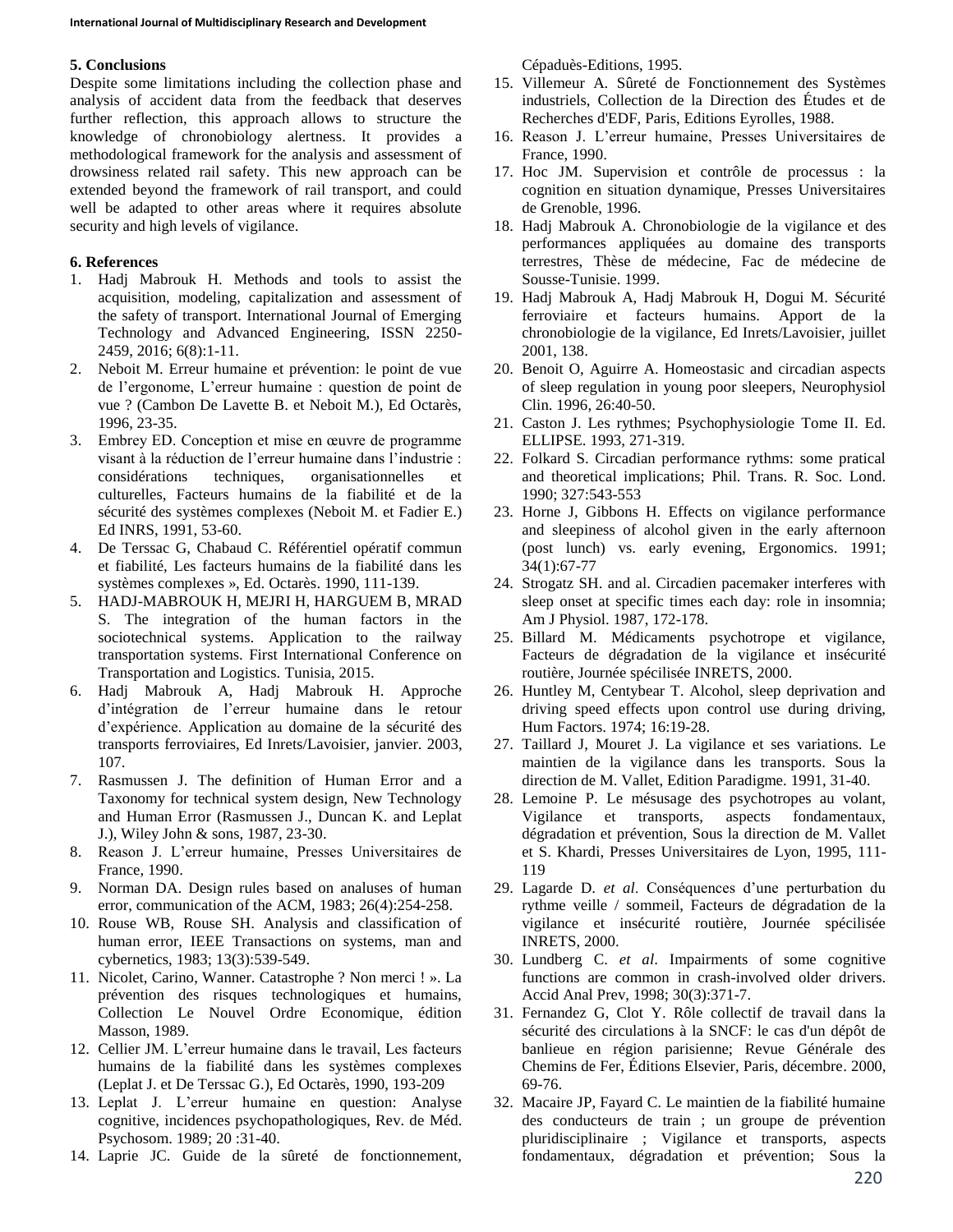## 5. Conclusions

Despite some limitations including the collection phase and analysis of accident data from the feedback that deserves further reflection, this approach allows to structure the knowledge of chronobiology alertness. It provides a methodological framework for the analysis and assessment of drowsiness related rail safety. This new approach can be extended beyond the framework of rail transport, and could well be adapted to other areas where it requires absolute security and high levels of vigilance.

## 6. References

1. Hadj Mabrouk H. Methods and tools to assist the acquisition, modeling, capitalization and assessment of the safety of transport. International Journal of Emerging Technology and Advanced Engineering, ISSN 2250-2459, 2016; 6(8):1-11.
2. Neboit M. Erreur humaine et prévention: le point de vue de l'ergonome, L'erreur humaine : question de point de vue ? (Cambon De Lavette B. et Neboit M.), Ed Octarès, 1996, 23-35.
3. Embrey ED. Conception et mise en œuvre de programme visant à la réduction de l'erreur humaine dans l'industrie : considérations techniques, organisationnelles et culturelles, Facteurs humains de la fiabilité et de la sécurité des systèmes complexes (Neboit M. et Fadier E.) Ed INRS, 1991, 53-60.
4. De Terssac G, Chabaud C. Référentiel opératif commun et fiabilité, Les facteurs humains de la fiabilité dans les systèmes complexes », Ed. Octarès. 1990, 111-139.
5. HADJ-MABROUK H, MEJRI H, HARGUEM B, MRAD S. The integration of the human factors in the sociotechnical systems. Application to the railway transportation systems. First International Conference on Transportation and Logistics. Tunisia, 2015.
6. Hadj Mabrouk A, Hadj Mabrouk H. Approche d'intégration de l'erreur humaine dans le retour d'expérience. Application au domaine de la sécurité des transports ferroviaires, Ed Inrets/Lavoisier, janvier. 2003, 107.
7. Rasmussen J. The definition of Human Error and a Taxonomy for technical system design, New Technology and Human Error (Rasmussen J., Duncan K. and Leplat J.), Wiley John & sons, 1987, 23-30.
8. Reason J. L'erreur humaine, Presses Universitaires de France, 1990.
9. Norman DA. Design rules based on analuses of human error, communication of the ACM, 1983; 26(4):254-258.
10. Rouse WB, Rouse SH. Analysis and classification of human error, IEEE Transactions on systems, man and cybernetics, 1983; 13(3):539-549.
11. Nicolet, Carino, Wanner. Catastrophe ? Non merci ! ». La prévention des risques technologiques et humains, Collection Le Nouvel Ordre Economique, édition Masson, 1989.
12. Cellier JM. L'erreur humaine dans le travail, Les facteurs humains de la fiabilité dans les systèmes complexes (Leplat J. et De Terssac G.), Ed Octarès, 1990, 193-209
13. Leplat J. L'erreur humaine en question: Analyse cognitive, incidences psychopathologiques, Rev. de Méd. Psychosom. 1989; 20 :31-40.
14. Laprie JC. Guide de la sûreté de fonctionnement, Cépaduès-Editions, 1995.
15. Villemeur A. Sûreté de Fonctionnement des Systèmes industriels, Collection de la Direction des Études et de Recherches d'EDF, Paris, Editions Eyrolles, 1988.
16. Reason J. L'erreur humaine, Presses Universitaires de France, 1990.
17. Hoc JM. Supervision et contrôle de processus : la cognition en situation dynamique, Presses Universitaires de Grenoble, 1996.
18. Hadj Mabrouk A. Chronobiologie de la vigilance et des performances appliquées au domaine des transports terrestres, Thèse de médecine, Fac de médecine de Sousse-Tunisie. 1999.
19. Hadj Mabrouk A, Hadj Mabrouk H, Dogui M. Sécurité ferroviaire et facteurs humains. Apport de la chronobiologie de la vigilance, Ed Inrets/Lavoisier, juillet 2001, 138.
20. Benoit O, Aguirre A. Homeostasic and circadian aspects of sleep regulation in young poor sleepers, Neurophysiol Clin. 1996, 26:40-50.
21. Caston J. Les rythmes; Psychophysiologie Tome II. Ed. ELLIPSE. 1993, 271-319.
22. Folkard S. Circadian performance rythms: some pratical and theoretical implications; Phil. Trans. R. Soc. Lond. 1990; 327:543-553
23. Horne J, Gibbons H. Effects on vigilance performance and sleepiness of alcohol given in the early afternoon (post lunch) vs. early evening, Ergonomics. 1991; 34(1):67-77
24. Strogatz SH. and al. Circadien pacemaker interferes with sleep onset at specific times each day: role in insomnia; Am J Physiol. 1987, 172-178.
25. Billard M. Médicaments psychotrope et vigilance, Facteurs de dégradation de la vigilance et insécurité routière, Journée spécilisée INRETS, 2000.
26. Huntley M, Centybear T. Alcohol, sleep deprivation and driving speed effects upon control use during driving, Hum Factors. 1974; 16:19-28.
27. Taillard J, Mouret J. La vigilance et ses variations. Le maintien de la vigilance dans les transports. Sous la direction de M. Vallet, Edition Paradigme. 1991, 31-40.
28. Lemoine P. Le mésusage des psychotropes au volant, Vigilance et transports, aspects fondamentaux, dégradation et prévention, Sous la direction de M. Vallet et S. Khardi, Presses Universitaires de Lyon, 1995, 111-119
29. Lagarde D. *et al*. Conséquences d'une perturbation du rythme veille / sommeil, Facteurs de dégradation de la vigilance et insécurité routière, Journée spécilisée INRETS, 2000.
30. Lundberg C. *et al*. Impairments of some cognitive functions are common in crash-involved older drivers. Accid Anal Prev, 1998; 30(3):371-7.
31. Fernandez G, Clot Y. Rôle collectif de travail dans la sécurité des circulations à la SNCF: le cas d'un dépôt de banlieue en région parisienne; Revue Générale des Chemins de Fer, Éditions Elsevier, Paris, décembre. 2000, 69-76.
32. Macaire JP, Fayard C. Le maintien de la fiabilité humaine des conducteurs de train ; un groupe de prévention pluridisciplinaire ; Vigilance et transports, aspects fondamentaux, dégradation et prévention; Sous la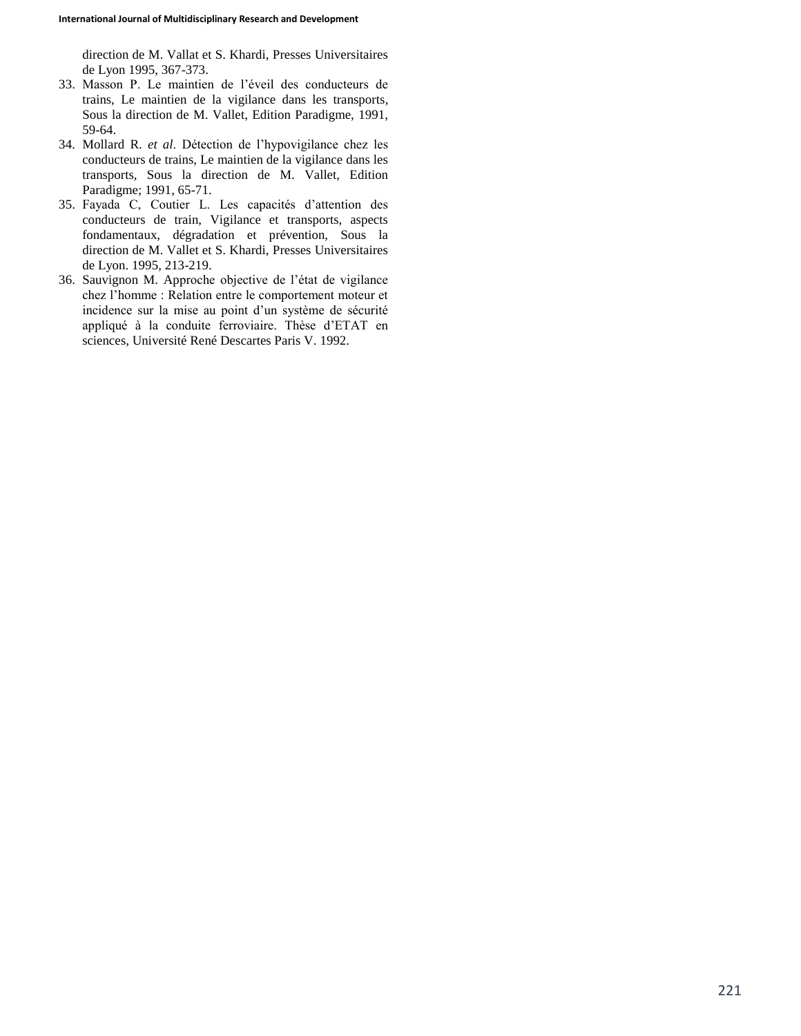direction de M. Vallat et S. Khardi, Presses Universitaires de Lyon 1995, 367-373.

33. Masson P. Le maintien de l'éveil des conducteurs de trains, Le maintien de la vigilance dans les transports, Sous la direction de M. Vallet, Edition Paradigme, 1991, 59-64.
34. Mollard R. *et al*. Détection de l'hypovigilance chez les conducteurs de trains, Le maintien de la vigilance dans les transports, Sous la direction de M. Vallet, Edition Paradigme; 1991, 65-71.
35. Fayada C, Coutier L. Les capacités d'attention des conducteurs de train, Vigilance et transports, aspects fondamentaux, dégradation et prévention, Sous la direction de M. Vallet et S. Khardi, Presses Universitaires de Lyon. 1995, 213-219.
36. Sauvignon M. Approche objective de l'état de vigilance chez l'homme : Relation entre le comportement moteur et incidence sur la mise au point d'un système de sécurité appliqué à la conduite ferroviaire. Thèse d'ETAT en sciences, Université René Descartes Paris V. 1992.